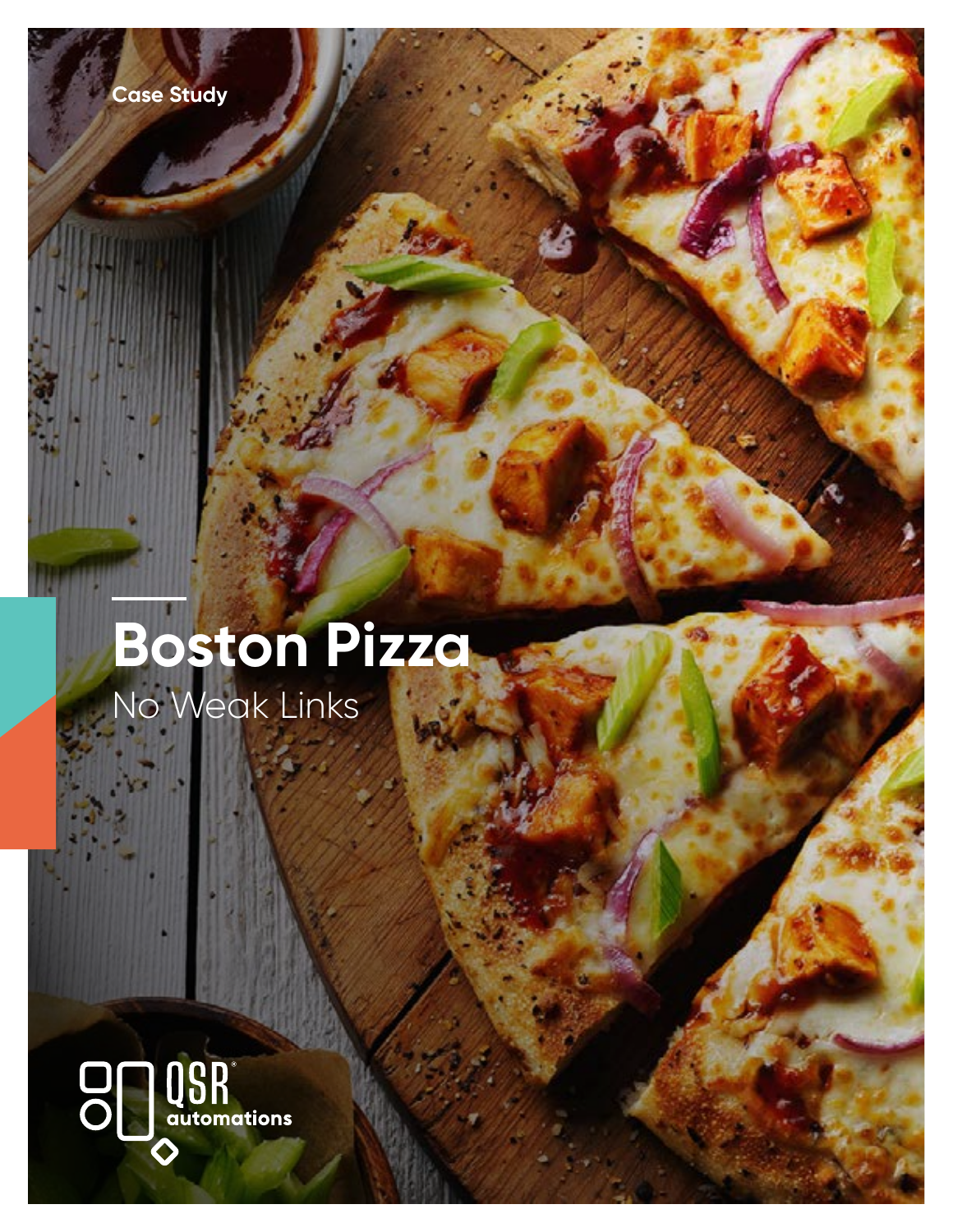Case Study

# Boston Pizza

No Weak Links

QSR automations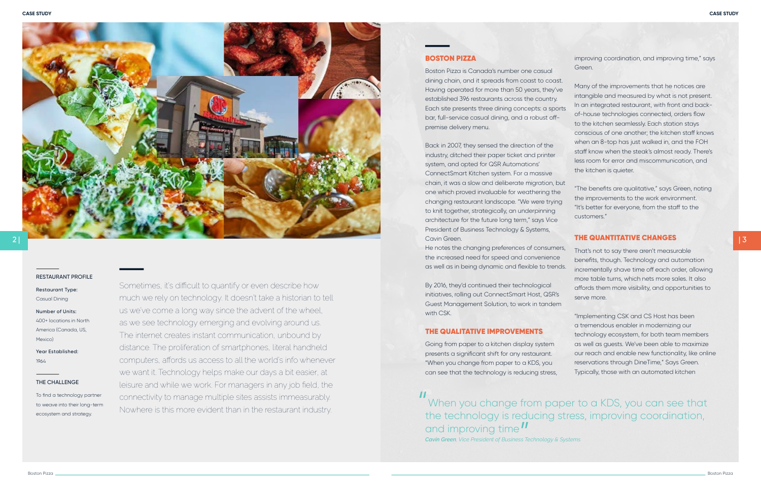RESTAURANT PROFILE

**Restaurant Type:**
Casual Dining

**Number of Units:**
400+ locations in North America (Canada, US, Mexico)

**Year Established:**
1964

THE CHALLENGE

To find a technology partner to weave into their long-term ecosystem and strategy.

Sometimes, it's difficult to quantify or even describe how much we rely on technology. It doesn't take a historian to tell us we've come a long way since the advent of the wheel, as we see technology emerging and evolving around us. The internet creates instant communication, unbound by distance. The proliferation of smartphones, literal handheld computers, affords us access to all the world's info whenever we want it. Technology helps make our days a bit easier, at leisure and while we work. For managers in any job field, the connectivity to manage multiple sites assists immeasurably. Nowhere is this more evident than in the restaurant industry.

## BOSTON PIZZA

Boston Pizza is Canada's number one casual dining chain, and it spreads from coast to coast. Having operated for more than 50 years, they've established 396 restaurants across the country. Each site presents three dining concepts: a sports bar, full-service casual dining, and a robust off-premise delivery menu.

Back in 2007, they sensed the direction of the industry, ditched their paper ticket and printer system, and opted for QSR Automations' ConnectSmart Kitchen system. For a massive chain, it was a slow and deliberate migration, but one which proved invaluable for weathering the changing restaurant landscape. "We were trying to knit together, strategically, an underpinning architecture for the future long term," says Vice President of Business Technology & Systems, Cavin Green.
He notes the changing preferences of consumers, the increased need for speed and convenience as well as in being dynamic and flexible to trends.

By 2016, they'd continued their technological initiatives, rolling out ConnectSmart Host, QSR's Guest Management Solution, to work in tandem with CSK.

## THE QUALITATIVE IMPROVEMENTS

Going from paper to a kitchen display system presents a significant shift for any restaurant. "When you change from paper to a KDS, you can see that the technology is reducing stress, improving coordination, and improving time," says Green.

Many of the improvements that he notices are intangible and measured by what is not present. In an integrated restaurant, with front and back-of-house technologies connected, orders flow to the kitchen seamlessly. Each station stays conscious of one another; the kitchen staff knows when an 8-top has just walked in, and the FOH staff know when the steak's almost ready. There's less room for error and miscommunication, and the kitchen is quieter.

"The benefits are qualitative," says Green, noting the improvements to the work environment. "It's better for everyone, from the staff to the customers."

## THE QUANTITATIVE CHANGES

That's not to say there aren't measurable benefits, though. Technology and automation incrementally shave time off each order, allowing more table turns, which nets more sales. It also affords them more visibility, and opportunities to serve more.

"Implementing CSK and CS Host has been a tremendous enabler in modernizing our technology ecosystem, for both team members as well as guests. We've been able to maximize our reach and enable new functionality, like online reservations through DineTime," Says Green. Typically, those with an automated kitchen

> "When you change from paper to a KDS, you can see that the technology is reducing stress, improving coordination, and improving time"
>
> ***Cavin Green**, Vice President of Business Technology & Systems*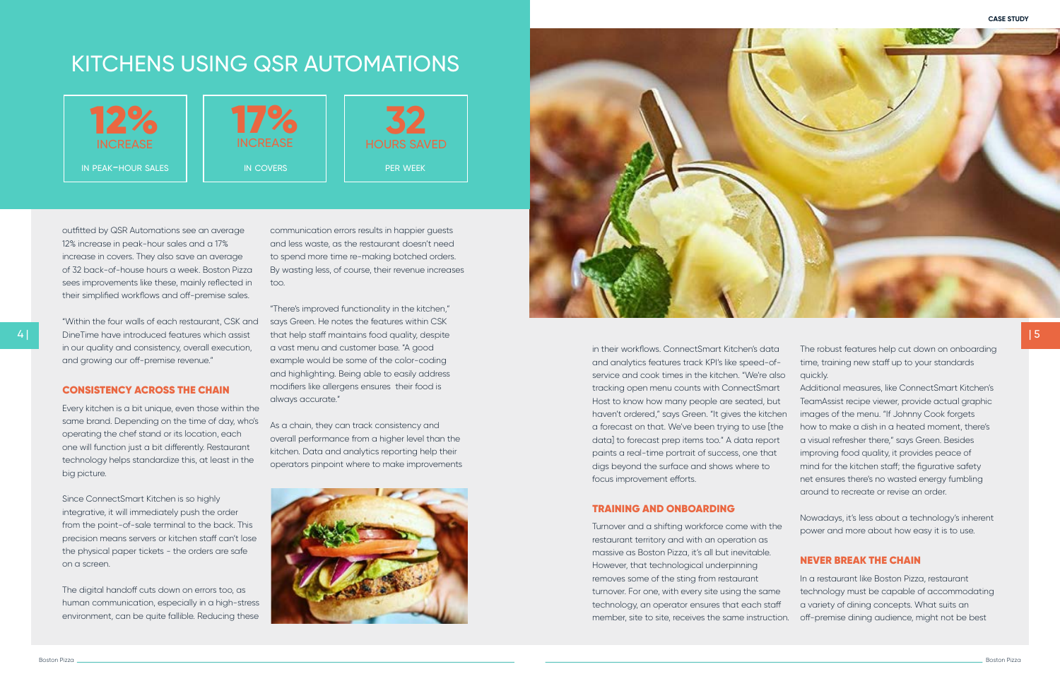# KITCHENS USING QSR AUTOMATIONS

| 12% INCREASE | 17% INCREASE | 32 HOURS SAVED |
|---|---|---|
| IN PEAK-HOUR SALES | IN COVERS | PER WEEK |

outfitted by QSR Automations see an average 12% increase in peak-hour sales and a 17% increase in covers. They also save an average of 32 back-of-house hours a week. Boston Pizza sees improvements like these, mainly reflected in their simplified workflows and off-premise sales.

"Within the four walls of each restaurant, CSK and DineTime have introduced features which assist in our quality and consistency, overall execution, and growing our off-premise revenue."

## CONSISTENCY ACROSS THE CHAIN

Every kitchen is a bit unique, even those within the same brand. Depending on the time of day, who's operating the chef stand or its location, each one will function just a bit differently. Restaurant technology helps standardize this, at least in the big picture.

Since ConnectSmart Kitchen is so highly integrative, it will immediately push the order from the point-of-sale terminal to the back. This precision means servers or kitchen staff can't lose the physical paper tickets - the orders are safe on a screen.

The digital handoff cuts down on errors too, as human communication, especially in a high-stress environment, can be quite fallible. Reducing these communication errors results in happier guests and less waste, as the restaurant doesn't need to spend more time re-making botched orders. By wasting less, of course, their revenue increases too.

"There's improved functionality in the kitchen," says Green. He notes the features within CSK that help staff maintains food quality, despite a vast menu and customer base. "A good example would be some of the color-coding and highlighting. Being able to easily address modifiers like allergens ensures their food is always accurate."

As a chain, they can track consistency and overall performance from a higher level than the kitchen. Data and analytics reporting help their operators pinpoint where to make improvements in their workflows. ConnectSmart Kitchen's data and analytics features track KPI's like speed-of-service and cook times in the kitchen. "We're also tracking open menu counts with ConnectSmart Host to know how many people are seated, but haven't ordered," says Green. "It gives the kitchen a forecast on that. We've been trying to use [the data] to forecast prep items too." A data report paints a real-time portrait of success, one that digs beyond the surface and shows where to focus improvement efforts.

## TRAINING AND ONBOARDING

Turnover and a shifting workforce come with the restaurant territory and with an operation as massive as Boston Pizza, it's all but inevitable. However, that technological underpinning removes some of the sting from restaurant turnover. For one, with every site using the same technology, an operator ensures that each staff member, site to site, receives the same instruction. The robust features help cut down on onboarding time, training new staff up to your standards quickly.

Additional measures, like ConnectSmart Kitchen's TeamAssist recipe viewer, provide actual graphic images of the menu. "If Johnny Cook forgets how to make a dish in a heated moment, there's a visual refresher there," says Green. Besides improving food quality, it provides peace of mind for the kitchen staff; the figurative safety net ensures there's no wasted energy fumbling around to recreate or revise an order.

Nowadays, it's less about a technology's inherent power and more about how easy it is to use.

## NEVER BREAK THE CHAIN

In a restaurant like Boston Pizza, restaurant technology must be capable of accommodating a variety of dining concepts. What suits an off-premise dining audience, might not be best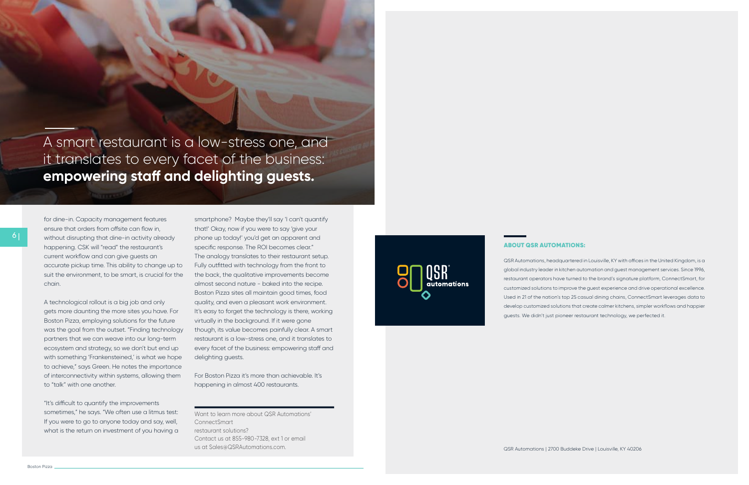A smart restaurant is a low-stress one, and it translates to every facet of the business: **empowering staff and delighting guests.**

for dine-in. Capacity management features ensure that orders from offsite can flow in, without disrupting that dine-in activity already happening. CSK will "read" the restaurant's current workflow and can give guests an accurate pickup time. This ability to change up to suit the environment, to be smart, is crucial for the chain.

A technological rollout is a big job and only gets more daunting the more sites you have. For Boston Pizza, employing solutions for the future was the goal from the outset. "Finding technology partners that we can weave into our long-term ecosystem and strategy, so we don't but end up with something 'Frankensteined,' is what we hope to achieve," says Green. He notes the importance of interconnectivity within systems, allowing them to "talk" with one another.

"It's difficult to quantify the improvements sometimes," he says. "We often use a litmus test: If you were to go to anyone today and say, well, what is the return on investment of you having a smartphone? Maybe they'll say 'I can't quantify that!' Okay, now if you were to say 'give your phone up today!' you'd get an apparent and specific response. The ROI becomes clear."

The analogy translates to their restaurant setup. Fully outfitted with technology from the front to the back, the qualitative improvements become almost second nature - baked into the recipe. Boston Pizza sites all maintain good times, food quality, and even a pleasant work environment. It's easy to forget the technology is there, working virtually in the background. If it were gone though, its value becomes painfully clear. A smart restaurant is a low-stress one, and it translates to every facet of the business: empowering staff and delighting guests.

For Boston Pizza it's more than achievable. It's happening in almost 400 restaurants.

Want to learn more about QSR Automations' ConnectSmart restaurant solutions?
Contact us at 855-980-7328, ext 1 or email us at Sales@QSRAutomations.com.

QSR® automations

## ABOUT QSR AUTOMATIONS:

QSR Automations, headquartered in Louisville, KY with offices in the United Kingdom, is a global industry leader in kitchen automation and guest management services. Since 1996, restaurant operators have turned to the brand's signature platform, ConnectSmart, for customized solutions to improve the guest experience and drive operational excellence. Used in 21 of the nation's top 25 casual dining chains, ConnectSmart leverages data to develop customized solutions that create calmer kitchens, simpler workflows and happier guests. We didn't just pioneer restaurant technology, we perfected it.

QSR Automations | 2700 Buddeke Drive | Louisville, KY 40206